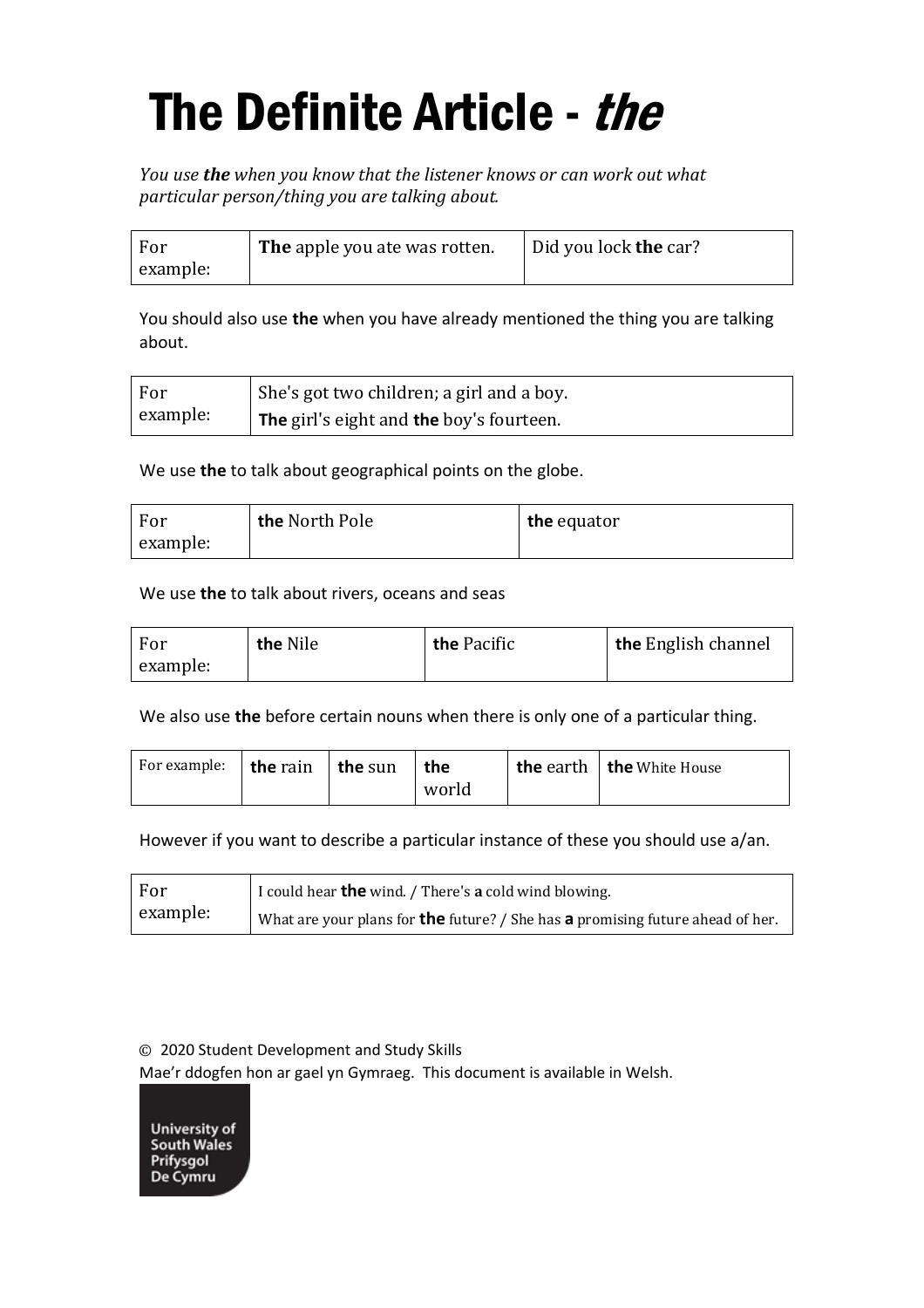# The Definite Article - *the*

*You use **the** when you know that the listener knows or can work out what particular person/thing you are talking about.*

| For example: | **The** apple you ate was rotten. | Did you lock **the** car? |
|---|---|---|

You should also use **the** when you have already mentioned the thing you are talking about.

| For example: | She's got two children; a girl and a boy. **The** girl's eight and **the** boy's fourteen. |
|---|---|

We use **the** to talk about geographical points on the globe.

| For example: | **the** North Pole | **the** equator |
|---|---|---|

We use **the** to talk about rivers, oceans and seas

| For example: | **the** Nile | **the** Pacific | **the** English channel |
|---|---|---|---|

We also use **the** before certain nouns when there is only one of a particular thing.

| For example: | **the** rain | **the** sun | **the** world | **the** earth | **the** White House |
|---|---|---|---|---|---|

However if you want to describe a particular instance of these you should use a/an.

| For example: | I could hear **the** wind. / There's **a** cold wind blowing. What are your plans for **the** future? / She has **a** promising future ahead of her. |
|---|---|

© 2020 Student Development and Study Skills
Mae'r ddogfen hon ar gael yn Gymraeg. This document is available in Welsh.

University of South Wales
Prifysgol De Cymru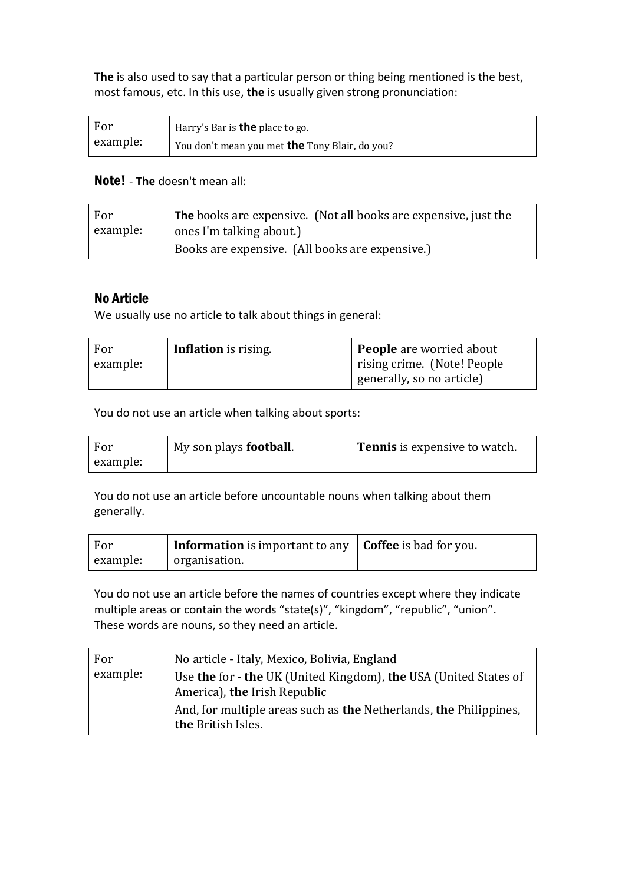**The** is also used to say that a particular person or thing being mentioned is the best, most famous, etc. In this use, **the** is usually given strong pronunciation:

| For example: | Harry's Bar is **the** place to go.<br>You don't mean you met **the** Tony Blair, do you? |
|---|---|

### Note! - **The** doesn't mean all:

| For example: | **The** books are expensive. (Not all books are expensive, just the ones I'm talking about.)<br>Books are expensive. (All books are expensive.) |
|---|---|

## No Article

We usually use no article to talk about things in general:

| For example: | **Inflation** is rising. | **People** are worried about rising crime. (Note! People generally, so no article) |
|---|---|---|

You do not use an article when talking about sports:

| For example: | My son plays **football**. | **Tennis** is expensive to watch. |
|---|---|---|

You do not use an article before uncountable nouns when talking about them generally.

| For example: | **Information** is important to any organisation. | **Coffee** is bad for you. |
|---|---|---|

You do not use an article before the names of countries except where they indicate multiple areas or contain the words "state(s)", "kingdom", "republic", "union". These words are nouns, so they need an article.

| For example: | No article - Italy, Mexico, Bolivia, England<br>Use **the** for - **the** UK (United Kingdom), **the** USA (United States of America), **the** Irish Republic<br>And, for multiple areas such as **the** Netherlands, **the** Philippines, **the** British Isles. |
|---|---|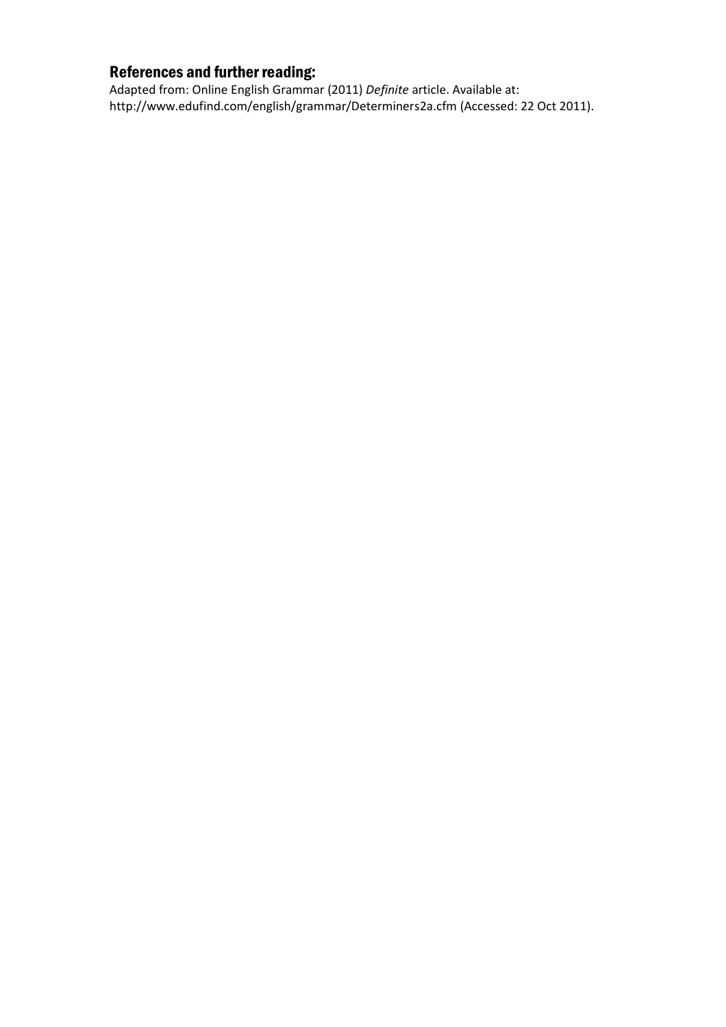## References and further reading:

Adapted from: Online English Grammar (2011) *Definite* article. Available at: http://www.edufind.com/english/grammar/Determiners2a.cfm (Accessed: 22 Oct 2011).